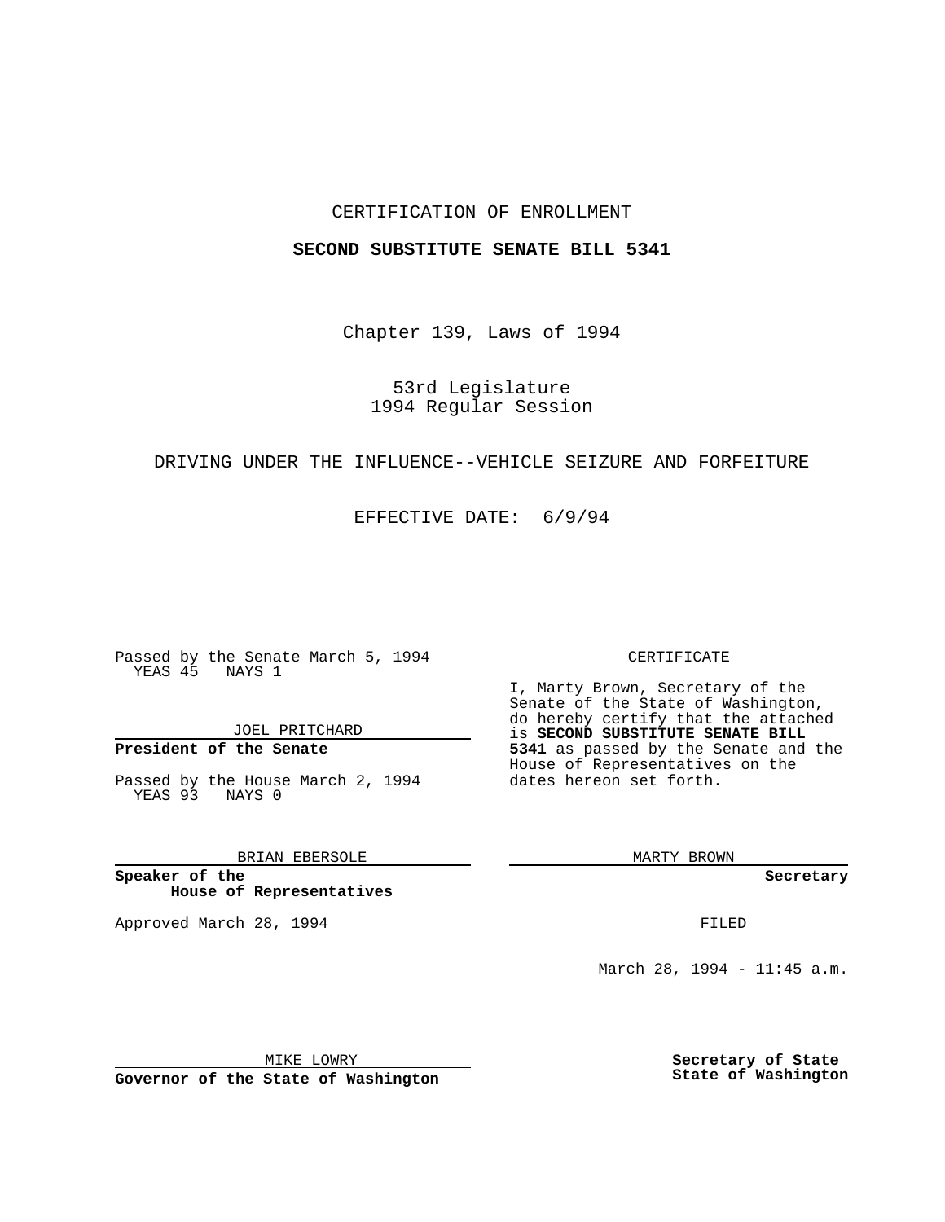CERTIFICATION OF ENROLLMENT

**SECOND SUBSTITUTE SENATE BILL 5341**

Chapter 139, Laws of 1994

53rd Legislature
1994 Regular Session

DRIVING UNDER THE INFLUENCE--VEHICLE SEIZURE AND FORFEITURE

EFFECTIVE DATE: 6/9/94

Passed by the Senate March 5, 1994
YEAS 45 NAYS 1

JOEL PRITCHARD

**President of the Senate**

Passed by the House March 2, 1994
YEAS 93 NAYS 0

BRIAN EBERSOLE

**Speaker of the House of Representatives**

Approved March 28, 1994

MIKE LOWRY

**Governor of the State of Washington**

CERTIFICATE

I, Marty Brown, Secretary of the Senate of the State of Washington, do hereby certify that the attached is **SECOND SUBSTITUTE SENATE BILL 5341** as passed by the Senate and the House of Representatives on the dates hereon set forth.

MARTY BROWN

**Secretary**

FILED

March 28, 1994 - 11:45 a.m.

**Secretary of State**
**State of Washington**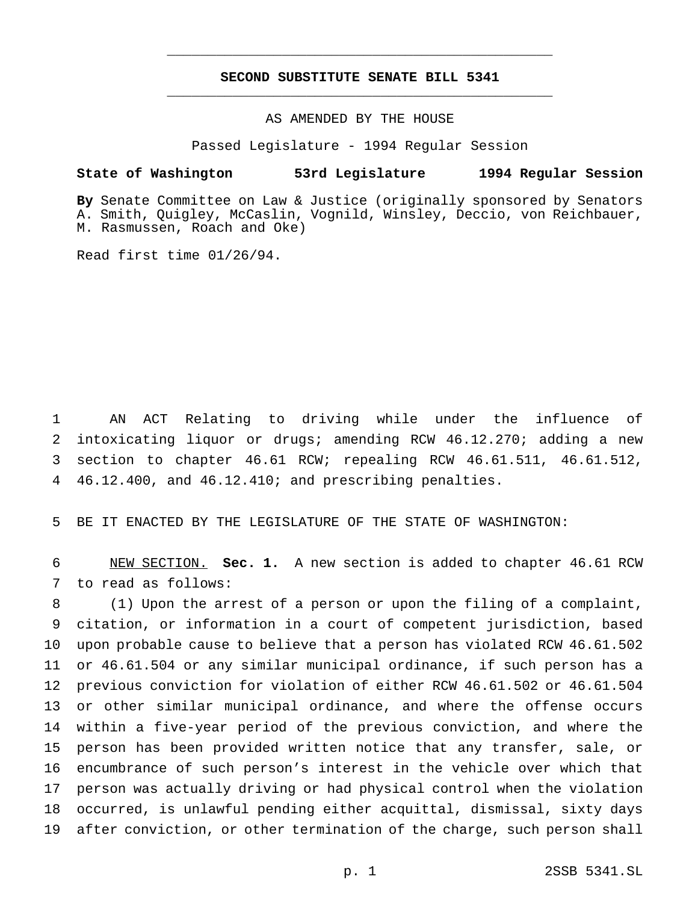**SECOND SUBSTITUTE SENATE BILL 5341**

AS AMENDED BY THE HOUSE

Passed Legislature - 1994 Regular Session

**State of Washington 53rd Legislature 1994 Regular Session**

**By** Senate Committee on Law & Justice (originally sponsored by Senators A. Smith, Quigley, McCaslin, Vognild, Winsley, Deccio, von Reichbauer, M. Rasmussen, Roach and Oke)

Read first time 01/26/94.

AN ACT Relating to driving while under the influence of intoxicating liquor or drugs; amending RCW 46.12.270; adding a new section to chapter 46.61 RCW; repealing RCW 46.61.511, 46.61.512, 46.12.400, and 46.12.410; and prescribing penalties.

BE IT ENACTED BY THE LEGISLATURE OF THE STATE OF WASHINGTON:

NEW SECTION. **Sec. 1.** A new section is added to chapter 46.61 RCW to read as follows:

(1) Upon the arrest of a person or upon the filing of a complaint, citation, or information in a court of competent jurisdiction, based upon probable cause to believe that a person has violated RCW 46.61.502 or 46.61.504 or any similar municipal ordinance, if such person has a previous conviction for violation of either RCW 46.61.502 or 46.61.504 or other similar municipal ordinance, and where the offense occurs within a five-year period of the previous conviction, and where the person has been provided written notice that any transfer, sale, or encumbrance of such person's interest in the vehicle over which that person was actually driving or had physical control when the violation occurred, is unlawful pending either acquittal, dismissal, sixty days after conviction, or other termination of the charge, such person shall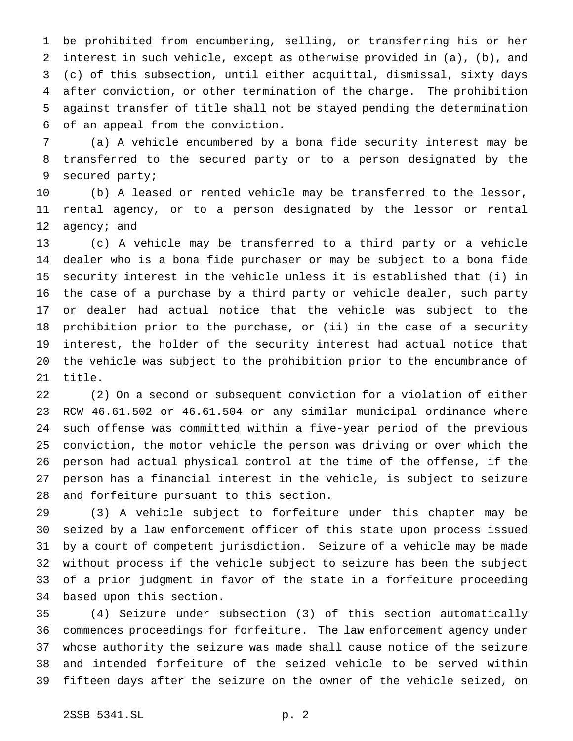be prohibited from encumbering, selling, or transferring his or her interest in such vehicle, except as otherwise provided in (a), (b), and (c) of this subsection, until either acquittal, dismissal, sixty days after conviction, or other termination of the charge. The prohibition against transfer of title shall not be stayed pending the determination of an appeal from the conviction.

(a) A vehicle encumbered by a bona fide security interest may be transferred to the secured party or to a person designated by the secured party;

(b) A leased or rented vehicle may be transferred to the lessor, rental agency, or to a person designated by the lessor or rental agency; and

(c) A vehicle may be transferred to a third party or a vehicle dealer who is a bona fide purchaser or may be subject to a bona fide security interest in the vehicle unless it is established that (i) in the case of a purchase by a third party or vehicle dealer, such party or dealer had actual notice that the vehicle was subject to the prohibition prior to the purchase, or (ii) in the case of a security interest, the holder of the security interest had actual notice that the vehicle was subject to the prohibition prior to the encumbrance of title.

(2) On a second or subsequent conviction for a violation of either RCW 46.61.502 or 46.61.504 or any similar municipal ordinance where such offense was committed within a five-year period of the previous conviction, the motor vehicle the person was driving or over which the person had actual physical control at the time of the offense, if the person has a financial interest in the vehicle, is subject to seizure and forfeiture pursuant to this section.

(3) A vehicle subject to forfeiture under this chapter may be seized by a law enforcement officer of this state upon process issued by a court of competent jurisdiction. Seizure of a vehicle may be made without process if the vehicle subject to seizure has been the subject of a prior judgment in favor of the state in a forfeiture proceeding based upon this section.

(4) Seizure under subsection (3) of this section automatically commences proceedings for forfeiture. The law enforcement agency under whose authority the seizure was made shall cause notice of the seizure and intended forfeiture of the seized vehicle to be served within fifteen days after the seizure on the owner of the vehicle seized, on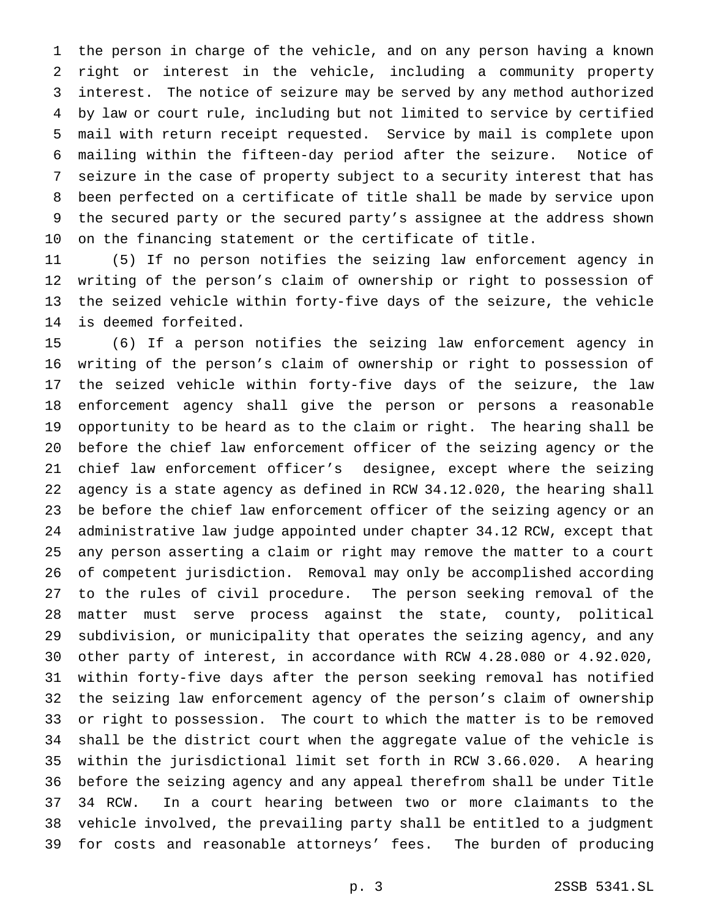the person in charge of the vehicle, and on any person having a known right or interest in the vehicle, including a community property interest. The notice of seizure may be served by any method authorized by law or court rule, including but not limited to service by certified mail with return receipt requested. Service by mail is complete upon mailing within the fifteen-day period after the seizure. Notice of seizure in the case of property subject to a security interest that has been perfected on a certificate of title shall be made by service upon the secured party or the secured party's assignee at the address shown on the financing statement or the certificate of title.

(5) If no person notifies the seizing law enforcement agency in writing of the person's claim of ownership or right to possession of the seized vehicle within forty-five days of the seizure, the vehicle is deemed forfeited.

(6) If a person notifies the seizing law enforcement agency in writing of the person's claim of ownership or right to possession of the seized vehicle within forty-five days of the seizure, the law enforcement agency shall give the person or persons a reasonable opportunity to be heard as to the claim or right. The hearing shall be before the chief law enforcement officer of the seizing agency or the chief law enforcement officer's designee, except where the seizing agency is a state agency as defined in RCW 34.12.020, the hearing shall be before the chief law enforcement officer of the seizing agency or an administrative law judge appointed under chapter 34.12 RCW, except that any person asserting a claim or right may remove the matter to a court of competent jurisdiction. Removal may only be accomplished according to the rules of civil procedure. The person seeking removal of the matter must serve process against the state, county, political subdivision, or municipality that operates the seizing agency, and any other party of interest, in accordance with RCW 4.28.080 or 4.92.020, within forty-five days after the person seeking removal has notified the seizing law enforcement agency of the person's claim of ownership or right to possession. The court to which the matter is to be removed shall be the district court when the aggregate value of the vehicle is within the jurisdictional limit set forth in RCW 3.66.020. A hearing before the seizing agency and any appeal therefrom shall be under Title 34 RCW. In a court hearing between two or more claimants to the vehicle involved, the prevailing party shall be entitled to a judgment for costs and reasonable attorneys' fees. The burden of producing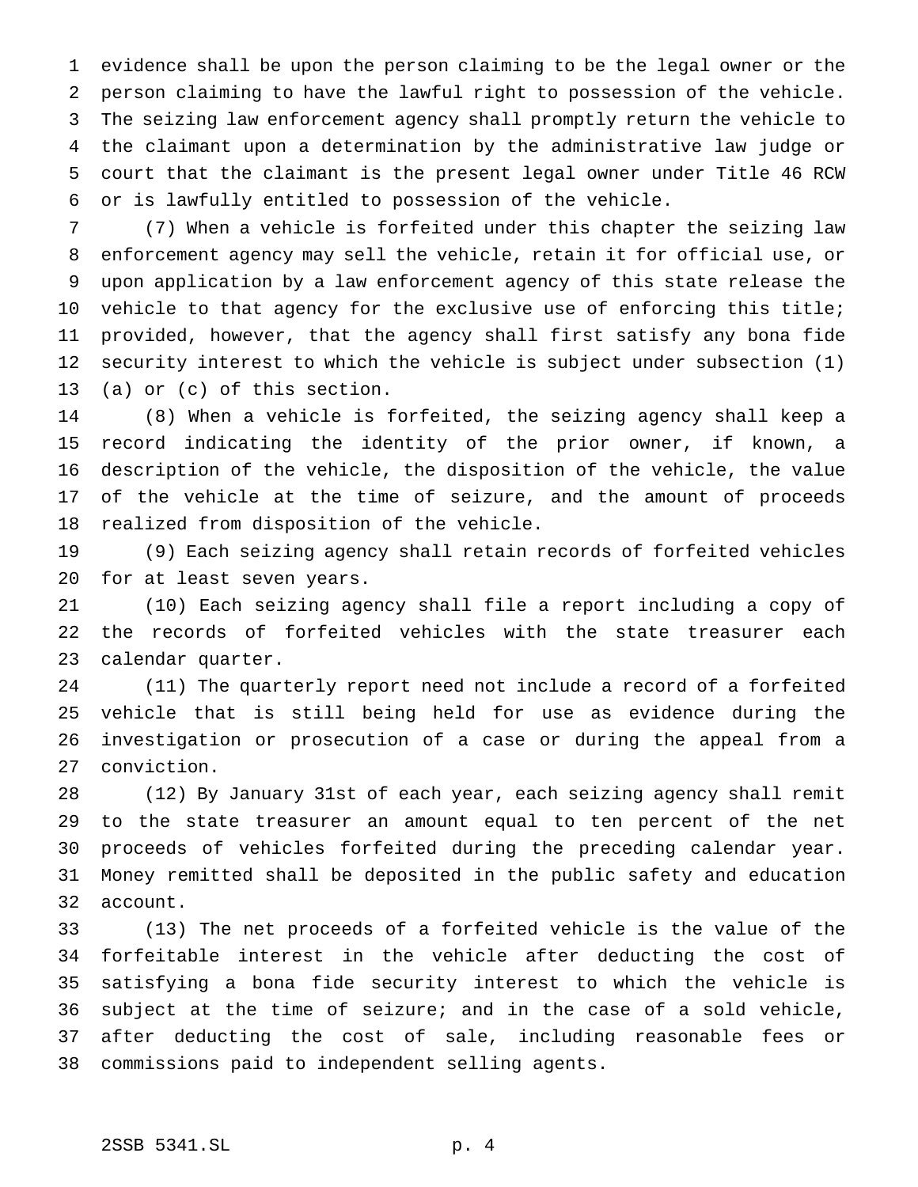evidence shall be upon the person claiming to be the legal owner or the person claiming to have the lawful right to possession of the vehicle. The seizing law enforcement agency shall promptly return the vehicle to the claimant upon a determination by the administrative law judge or court that the claimant is the present legal owner under Title 46 RCW or is lawfully entitled to possession of the vehicle.

(7) When a vehicle is forfeited under this chapter the seizing law enforcement agency may sell the vehicle, retain it for official use, or upon application by a law enforcement agency of this state release the vehicle to that agency for the exclusive use of enforcing this title; provided, however, that the agency shall first satisfy any bona fide security interest to which the vehicle is subject under subsection (1) (a) or (c) of this section.

(8) When a vehicle is forfeited, the seizing agency shall keep a record indicating the identity of the prior owner, if known, a description of the vehicle, the disposition of the vehicle, the value of the vehicle at the time of seizure, and the amount of proceeds realized from disposition of the vehicle.

(9) Each seizing agency shall retain records of forfeited vehicles for at least seven years.

(10) Each seizing agency shall file a report including a copy of the records of forfeited vehicles with the state treasurer each calendar quarter.

(11) The quarterly report need not include a record of a forfeited vehicle that is still being held for use as evidence during the investigation or prosecution of a case or during the appeal from a conviction.

(12) By January 31st of each year, each seizing agency shall remit to the state treasurer an amount equal to ten percent of the net proceeds of vehicles forfeited during the preceding calendar year. Money remitted shall be deposited in the public safety and education account.

(13) The net proceeds of a forfeited vehicle is the value of the forfeitable interest in the vehicle after deducting the cost of satisfying a bona fide security interest to which the vehicle is subject at the time of seizure; and in the case of a sold vehicle, after deducting the cost of sale, including reasonable fees or commissions paid to independent selling agents.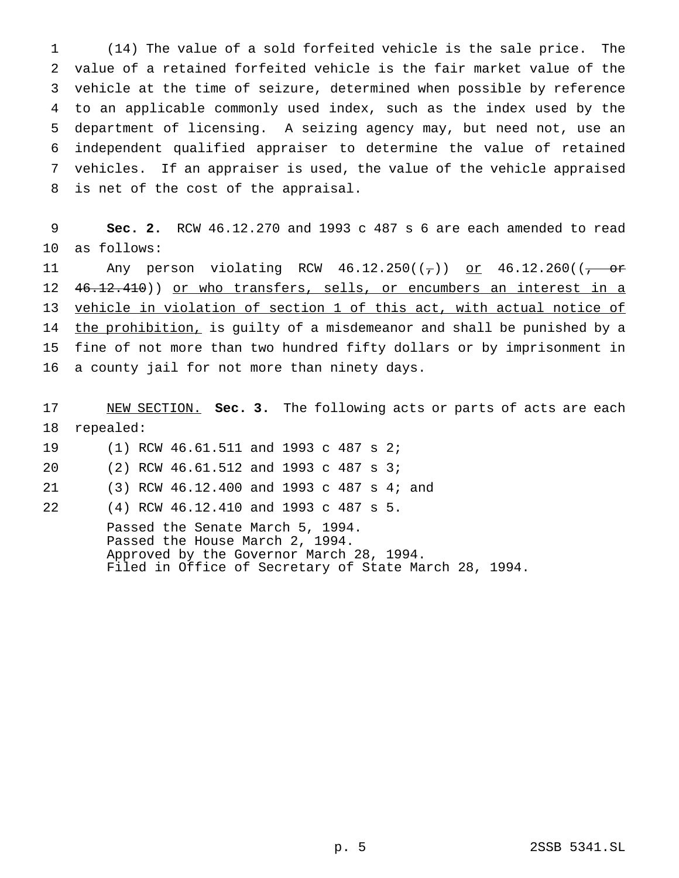(14) The value of a sold forfeited vehicle is the sale price. The value of a retained forfeited vehicle is the fair market value of the vehicle at the time of seizure, determined when possible by reference to an applicable commonly used index, such as the index used by the department of licensing. A seizing agency may, but need not, use an independent qualified appraiser to determine the value of retained vehicles. If an appraiser is used, the value of the vehicle appraised is net of the cost of the appraisal.

**Sec. 2.** RCW 46.12.270 and 1993 c 487 s 6 are each amended to read as follows:

Any person violating RCW 46.12.250((~~,~~)) or 46.12.260((~~, or 46.12.410~~)) or who transfers, sells, or encumbers an interest in a vehicle in violation of section 1 of this act, with actual notice of the prohibition, is guilty of a misdemeanor and shall be punished by a fine of not more than two hundred fifty dollars or by imprisonment in a county jail for not more than ninety days.

NEW SECTION. **Sec. 3.** The following acts or parts of acts are each repealed:

(1) RCW 46.61.511 and 1993 c 487 s 2;

(2) RCW 46.61.512 and 1993 c 487 s 3;

(3) RCW 46.12.400 and 1993 c 487 s 4; and

(4) RCW 46.12.410 and 1993 c 487 s 5.

Passed the Senate March 5, 1994.
Passed the House March 2, 1994.
Approved by the Governor March 28, 1994.
Filed in Office of Secretary of State March 28, 1994.